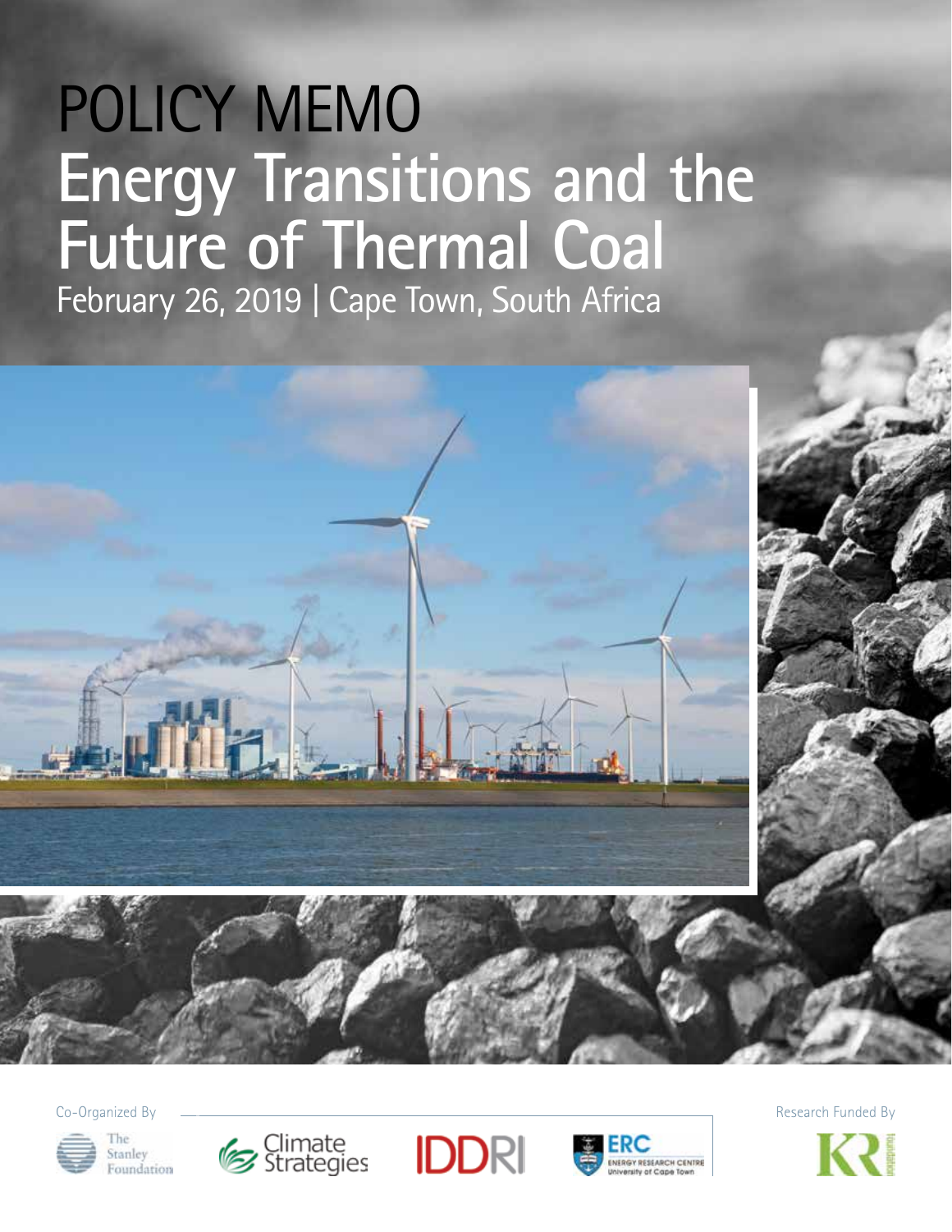# POLICY MEMO
# Energy Transitions and the Future of Thermal Coal

February 26, 2019 | Cape Town, South Africa

Co-Organized By

The Stanley Foundation

Climate Strategies

IDDRI

ERC ENERGY RESEARCH CENTRE University of Cape Town

Research Funded By

KR foundation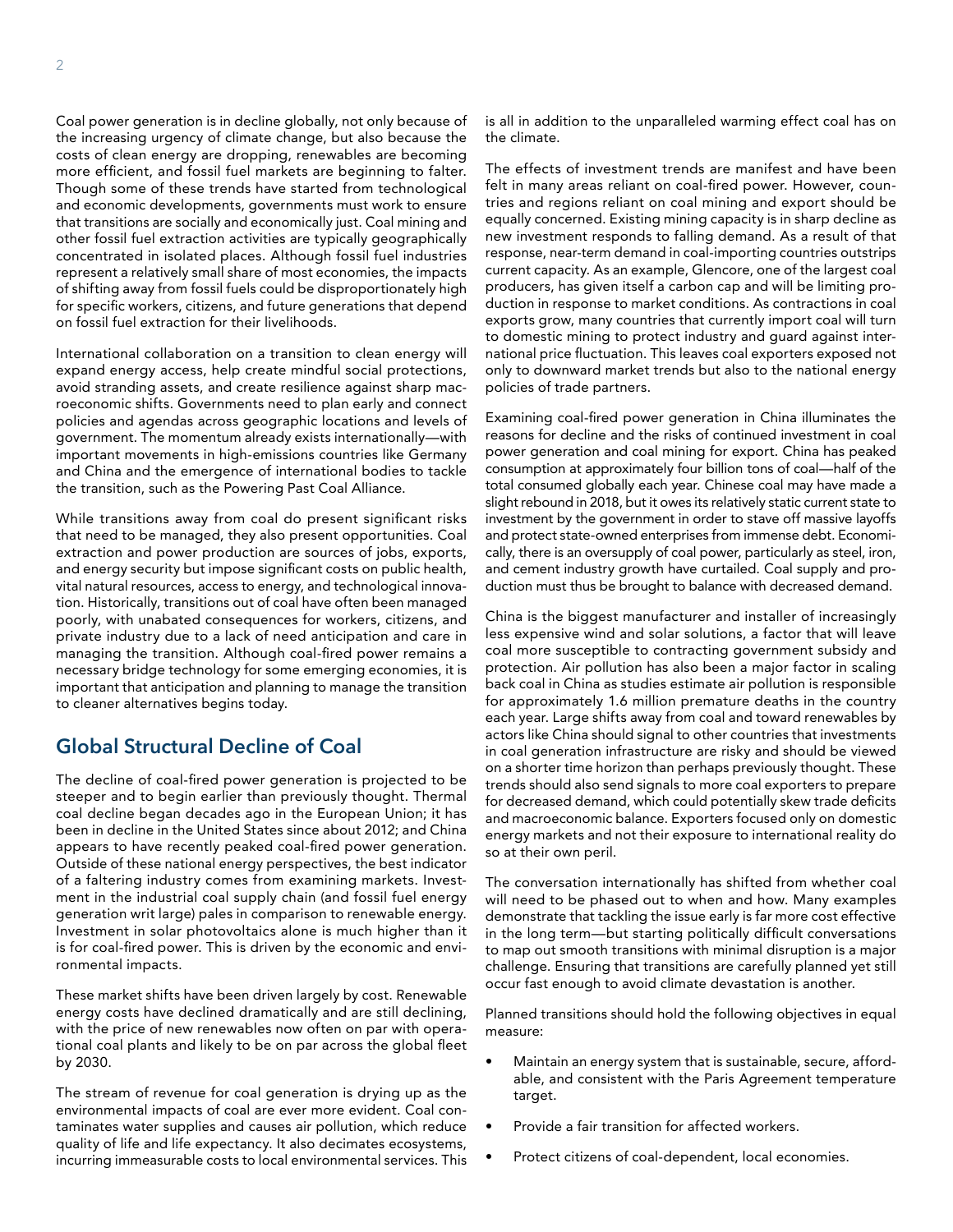Coal power generation is in decline globally, not only because of the increasing urgency of climate change, but also because the costs of clean energy are dropping, renewables are becoming more efficient, and fossil fuel markets are beginning to falter. Though some of these trends have started from technological and economic developments, governments must work to ensure that transitions are socially and economically just. Coal mining and other fossil fuel extraction activities are typically geographically concentrated in isolated places. Although fossil fuel industries represent a relatively small share of most economies, the impacts of shifting away from fossil fuels could be disproportionately high for specific workers, citizens, and future generations that depend on fossil fuel extraction for their livelihoods.

International collaboration on a transition to clean energy will expand energy access, help create mindful social protections, avoid stranding assets, and create resilience against sharp macroeconomic shifts. Governments need to plan early and connect policies and agendas across geographic locations and levels of government. The momentum already exists internationally—with important movements in high-emissions countries like Germany and China and the emergence of international bodies to tackle the transition, such as the Powering Past Coal Alliance.

While transitions away from coal do present significant risks that need to be managed, they also present opportunities. Coal extraction and power production are sources of jobs, exports, and energy security but impose significant costs on public health, vital natural resources, access to energy, and technological innovation. Historically, transitions out of coal have often been managed poorly, with unabated consequences for workers, citizens, and private industry due to a lack of need anticipation and care in managing the transition. Although coal-fired power remains a necessary bridge technology for some emerging economies, it is important that anticipation and planning to manage the transition to cleaner alternatives begins today.

## Global Structural Decline of Coal

The decline of coal-fired power generation is projected to be steeper and to begin earlier than previously thought. Thermal coal decline began decades ago in the European Union; it has been in decline in the United States since about 2012; and China appears to have recently peaked coal-fired power generation. Outside of these national energy perspectives, the best indicator of a faltering industry comes from examining markets. Investment in the industrial coal supply chain (and fossil fuel energy generation writ large) pales in comparison to renewable energy. Investment in solar photovoltaics alone is much higher than it is for coal-fired power. This is driven by the economic and environmental impacts.

These market shifts have been driven largely by cost. Renewable energy costs have declined dramatically and are still declining, with the price of new renewables now often on par with operational coal plants and likely to be on par across the global fleet by 2030.

The stream of revenue for coal generation is drying up as the environmental impacts of coal are ever more evident. Coal contaminates water supplies and causes air pollution, which reduce quality of life and life expectancy. It also decimates ecosystems, incurring immeasurable costs to local environmental services. This is all in addition to the unparalleled warming effect coal has on the climate.

The effects of investment trends are manifest and have been felt in many areas reliant on coal-fired power. However, countries and regions reliant on coal mining and export should be equally concerned. Existing mining capacity is in sharp decline as new investment responds to falling demand. As a result of that response, near-term demand in coal-importing countries outstrips current capacity. As an example, Glencore, one of the largest coal producers, has given itself a carbon cap and will be limiting production in response to market conditions. As contractions in coal exports grow, many countries that currently import coal will turn to domestic mining to protect industry and guard against international price fluctuation. This leaves coal exporters exposed not only to downward market trends but also to the national energy policies of trade partners.

Examining coal-fired power generation in China illuminates the reasons for decline and the risks of continued investment in coal power generation and coal mining for export. China has peaked consumption at approximately four billion tons of coal—half of the total consumed globally each year. Chinese coal may have made a slight rebound in 2018, but it owes its relatively static current state to investment by the government in order to stave off massive layoffs and protect state-owned enterprises from immense debt. Economically, there is an oversupply of coal power, particularly as steel, iron, and cement industry growth have curtailed. Coal supply and production must thus be brought to balance with decreased demand.

China is the biggest manufacturer and installer of increasingly less expensive wind and solar solutions, a factor that will leave coal more susceptible to contracting government subsidy and protection. Air pollution has also been a major factor in scaling back coal in China as studies estimate air pollution is responsible for approximately 1.6 million premature deaths in the country each year. Large shifts away from coal and toward renewables by actors like China should signal to other countries that investments in coal generation infrastructure are risky and should be viewed on a shorter time horizon than perhaps previously thought. These trends should also send signals to more coal exporters to prepare for decreased demand, which could potentially skew trade deficits and macroeconomic balance. Exporters focused only on domestic energy markets and not their exposure to international reality do so at their own peril.

The conversation internationally has shifted from whether coal will need to be phased out to when and how. Many examples demonstrate that tackling the issue early is far more cost effective in the long term—but starting politically difficult conversations to map out smooth transitions with minimal disruption is a major challenge. Ensuring that transitions are carefully planned yet still occur fast enough to avoid climate devastation is another.

Planned transitions should hold the following objectives in equal measure:

- Maintain an energy system that is sustainable, secure, affordable, and consistent with the Paris Agreement temperature target.
- Provide a fair transition for affected workers.
- Protect citizens of coal-dependent, local economies.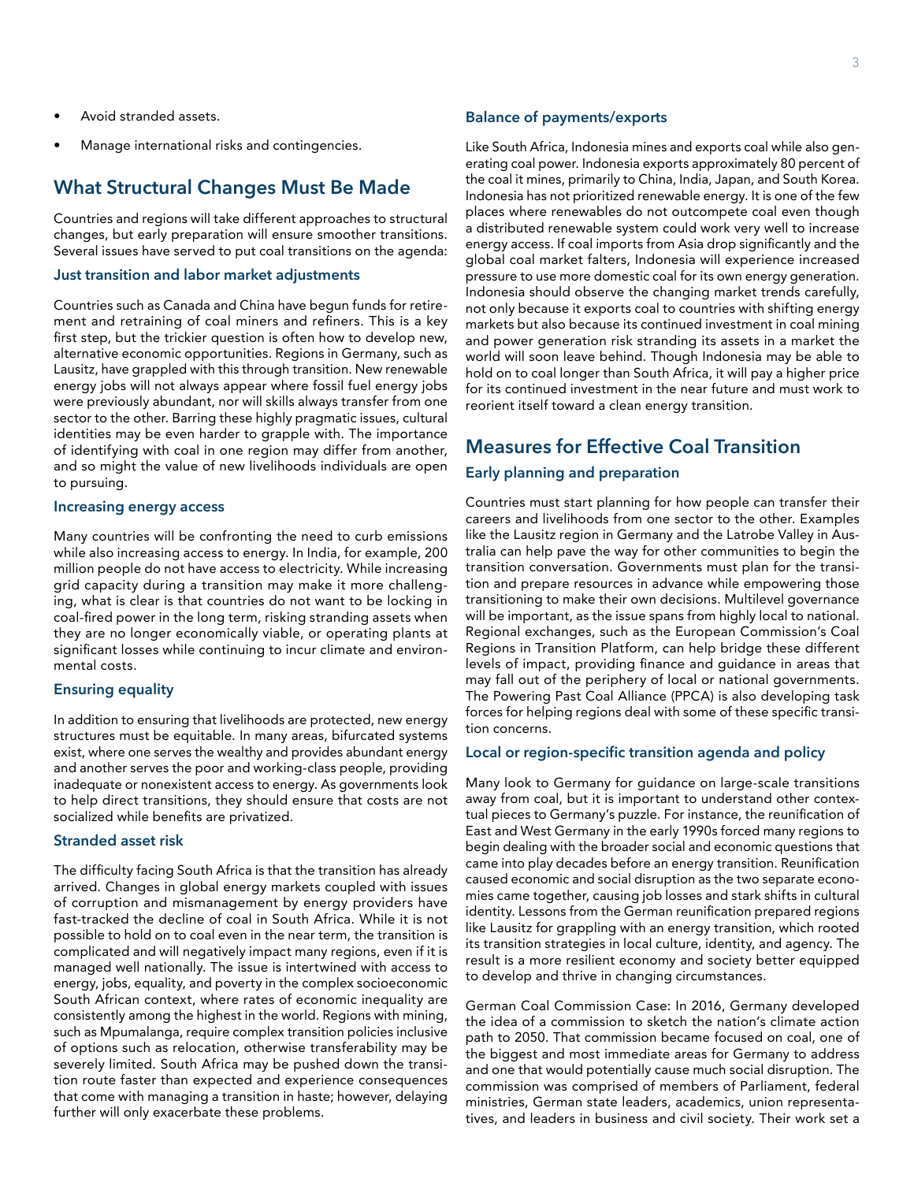- Avoid stranded assets.
- Manage international risks and contingencies.

## What Structural Changes Must Be Made

Countries and regions will take different approaches to structural changes, but early preparation will ensure smoother transitions. Several issues have served to put coal transitions on the agenda:

### Just transition and labor market adjustments

Countries such as Canada and China have begun funds for retirement and retraining of coal miners and refiners. This is a key first step, but the trickier question is often how to develop new, alternative economic opportunities. Regions in Germany, such as Lausitz, have grappled with this through transition. New renewable energy jobs will not always appear where fossil fuel energy jobs were previously abundant, nor will skills always transfer from one sector to the other. Barring these highly pragmatic issues, cultural identities may be even harder to grapple with. The importance of identifying with coal in one region may differ from another, and so might the value of new livelihoods individuals are open to pursuing.

### Increasing energy access

Many countries will be confronting the need to curb emissions while also increasing access to energy. In India, for example, 200 million people do not have access to electricity. While increasing grid capacity during a transition may make it more challenging, what is clear is that countries do not want to be locking in coal-fired power in the long term, risking stranding assets when they are no longer economically viable, or operating plants at significant losses while continuing to incur climate and environmental costs.

### Ensuring equality

In addition to ensuring that livelihoods are protected, new energy structures must be equitable. In many areas, bifurcated systems exist, where one serves the wealthy and provides abundant energy and another serves the poor and working-class people, providing inadequate or nonexistent access to energy. As governments look to help direct transitions, they should ensure that costs are not socialized while benefits are privatized.

### Stranded asset risk

The difficulty facing South Africa is that the transition has already arrived. Changes in global energy markets coupled with issues of corruption and mismanagement by energy providers have fast-tracked the decline of coal in South Africa. While it is not possible to hold on to coal even in the near term, the transition is complicated and will negatively impact many regions, even if it is managed well nationally. The issue is intertwined with access to energy, jobs, equality, and poverty in the complex socioeconomic South African context, where rates of economic inequality are consistently among the highest in the world. Regions with mining, such as Mpumalanga, require complex transition policies inclusive of options such as relocation, otherwise transferability may be severely limited. South Africa may be pushed down the transition route faster than expected and experience consequences that come with managing a transition in haste; however, delaying further will only exacerbate these problems.

### Balance of payments/exports

Like South Africa, Indonesia mines and exports coal while also generating coal power. Indonesia exports approximately 80 percent of the coal it mines, primarily to China, India, Japan, and South Korea. Indonesia has not prioritized renewable energy. It is one of the few places where renewables do not outcompete coal even though a distributed renewable system could work very well to increase energy access. If coal imports from Asia drop significantly and the global coal market falters, Indonesia will experience increased pressure to use more domestic coal for its own energy generation. Indonesia should observe the changing market trends carefully, not only because it exports coal to countries with shifting energy markets but also because its continued investment in coal mining and power generation risk stranding its assets in a market the world will soon leave behind. Though Indonesia may be able to hold on to coal longer than South Africa, it will pay a higher price for its continued investment in the near future and must work to reorient itself toward a clean energy transition.

## Measures for Effective Coal Transition

### Early planning and preparation

Countries must start planning for how people can transfer their careers and livelihoods from one sector to the other. Examples like the Lausitz region in Germany and the Latrobe Valley in Australia can help pave the way for other communities to begin the transition conversation. Governments must plan for the transition and prepare resources in advance while empowering those transitioning to make their own decisions. Multilevel governance will be important, as the issue spans from highly local to national. Regional exchanges, such as the European Commission's Coal Regions in Transition Platform, can help bridge these different levels of impact, providing finance and guidance in areas that may fall out of the periphery of local or national governments. The Powering Past Coal Alliance (PPCA) is also developing task forces for helping regions deal with some of these specific transition concerns.

### Local or region-specific transition agenda and policy

Many look to Germany for guidance on large-scale transitions away from coal, but it is important to understand other contextual pieces to Germany's puzzle. For instance, the reunification of East and West Germany in the early 1990s forced many regions to begin dealing with the broader social and economic questions that came into play decades before an energy transition. Reunification caused economic and social disruption as the two separate economies came together, causing job losses and stark shifts in cultural identity. Lessons from the German reunification prepared regions like Lausitz for grappling with an energy transition, which rooted its transition strategies in local culture, identity, and agency. The result is a more resilient economy and society better equipped to develop and thrive in changing circumstances.

German Coal Commission Case: In 2016, Germany developed the idea of a commission to sketch the nation's climate action path to 2050. That commission became focused on coal, one of the biggest and most immediate areas for Germany to address and one that would potentially cause much social disruption. The commission was comprised of members of Parliament, federal ministries, German state leaders, academics, union representatives, and leaders in business and civil society. Their work set a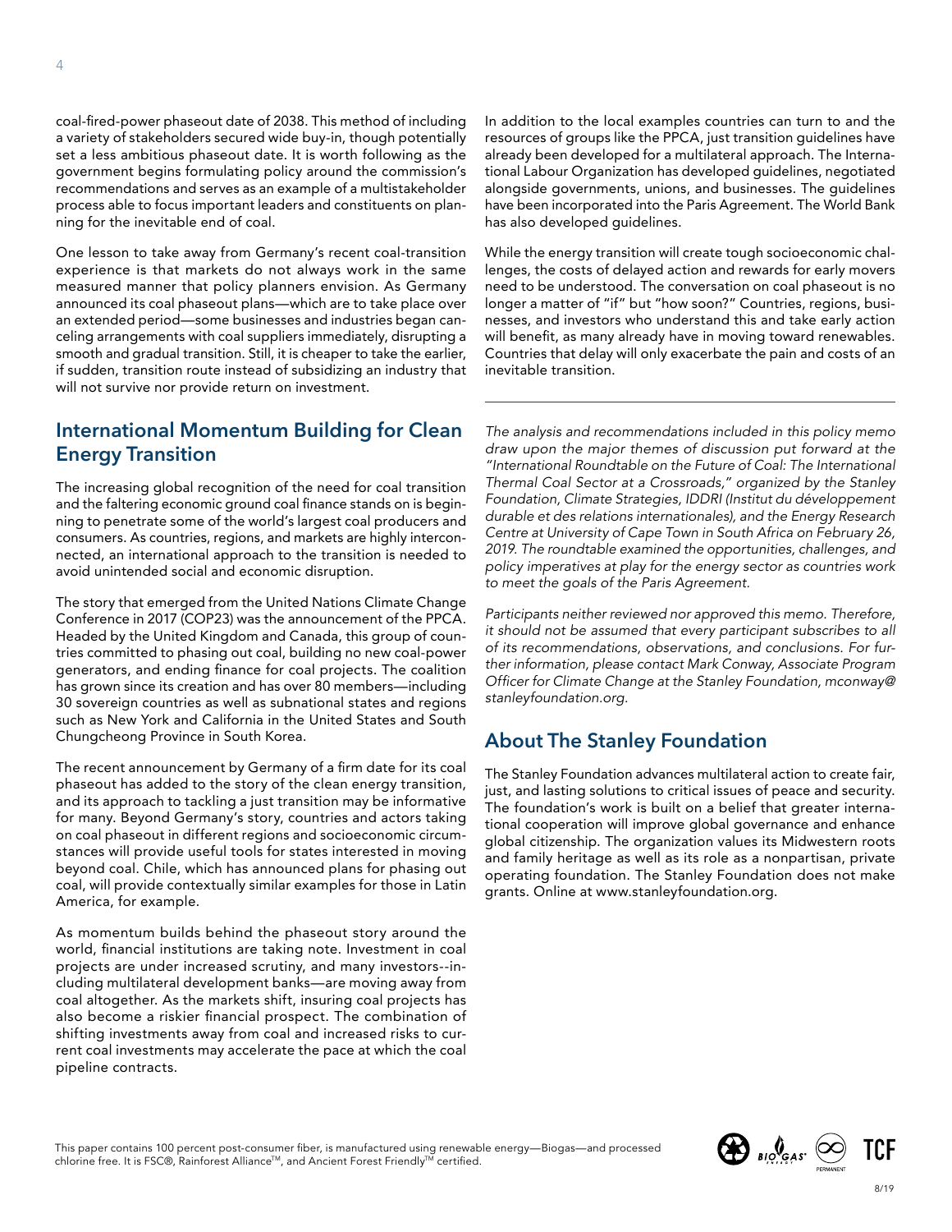coal-fired-power phaseout date of 2038. This method of including a variety of stakeholders secured wide buy-in, though potentially set a less ambitious phaseout date. It is worth following as the government begins formulating policy around the commission's recommendations and serves as an example of a multistakeholder process able to focus important leaders and constituents on planning for the inevitable end of coal.

One lesson to take away from Germany's recent coal-transition experience is that markets do not always work in the same measured manner that policy planners envision. As Germany announced its coal phaseout plans—which are to take place over an extended period—some businesses and industries began canceling arrangements with coal suppliers immediately, disrupting a smooth and gradual transition. Still, it is cheaper to take the earlier, if sudden, transition route instead of subsidizing an industry that will not survive nor provide return on investment.

## International Momentum Building for Clean Energy Transition

The increasing global recognition of the need for coal transition and the faltering economic ground coal finance stands on is beginning to penetrate some of the world's largest coal producers and consumers. As countries, regions, and markets are highly interconnected, an international approach to the transition is needed to avoid unintended social and economic disruption.

The story that emerged from the United Nations Climate Change Conference in 2017 (COP23) was the announcement of the PPCA. Headed by the United Kingdom and Canada, this group of countries committed to phasing out coal, building no new coal-power generators, and ending finance for coal projects. The coalition has grown since its creation and has over 80 members—including 30 sovereign countries as well as subnational states and regions such as New York and California in the United States and South Chungcheong Province in South Korea.

The recent announcement by Germany of a firm date for its coal phaseout has added to the story of the clean energy transition, and its approach to tackling a just transition may be informative for many. Beyond Germany's story, countries and actors taking on coal phaseout in different regions and socioeconomic circumstances will provide useful tools for states interested in moving beyond coal. Chile, which has announced plans for phasing out coal, will provide contextually similar examples for those in Latin America, for example.

As momentum builds behind the phaseout story around the world, financial institutions are taking note. Investment in coal projects are under increased scrutiny, and many investors--including multilateral development banks—are moving away from coal altogether. As the markets shift, insuring coal projects has also become a riskier financial prospect. The combination of shifting investments away from coal and increased risks to current coal investments may accelerate the pace at which the coal pipeline contracts.

In addition to the local examples countries can turn to and the resources of groups like the PPCA, just transition guidelines have already been developed for a multilateral approach. The International Labour Organization has developed guidelines, negotiated alongside governments, unions, and businesses. The guidelines have been incorporated into the Paris Agreement. The World Bank has also developed guidelines.

While the energy transition will create tough socioeconomic challenges, the costs of delayed action and rewards for early movers need to be understood. The conversation on coal phaseout is no longer a matter of "if" but "how soon?" Countries, regions, businesses, and investors who understand this and take early action will benefit, as many already have in moving toward renewables. Countries that delay will only exacerbate the pain and costs of an inevitable transition.

---

*The analysis and recommendations included in this policy memo draw upon the major themes of discussion put forward at the "International Roundtable on the Future of Coal: The International Thermal Coal Sector at a Crossroads," organized by the Stanley Foundation, Climate Strategies, IDDRI (Institut du développement durable et des relations internationales), and the Energy Research Centre at University of Cape Town in South Africa on February 26, 2019. The roundtable examined the opportunities, challenges, and policy imperatives at play for the energy sector as countries work to meet the goals of the Paris Agreement.*

*Participants neither reviewed nor approved this memo. Therefore, it should not be assumed that every participant subscribes to all of its recommendations, observations, and conclusions. For further information, please contact Mark Conway, Associate Program Officer for Climate Change at the Stanley Foundation, mconway@stanleyfoundation.org.*

## About The Stanley Foundation

The Stanley Foundation advances multilateral action to create fair, just, and lasting solutions to critical issues of peace and security. The foundation's work is built on a belief that greater international cooperation will improve global governance and enhance global citizenship. The organization values its Midwestern roots and family heritage as well as its role as a nonpartisan, private operating foundation. The Stanley Foundation does not make grants. Online at www.stanleyfoundation.org.

This paper contains 100 percent post-consumer fiber, is manufactured using renewable energy—Biogas—and processed chlorine free. It is FSC®, Rainforest Alliance™, and Ancient Forest Friendly™ certified.

8/19